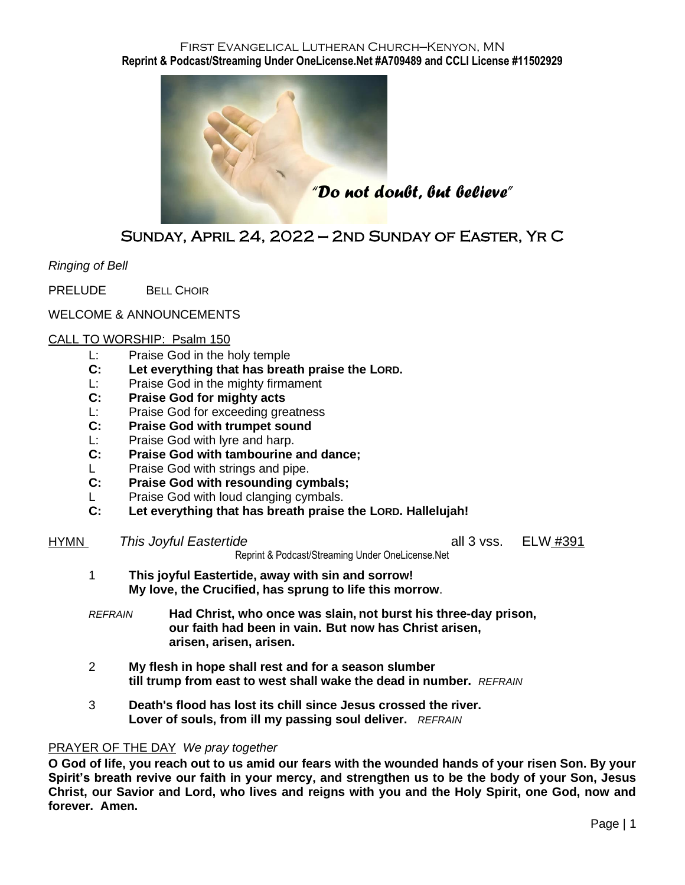First Evangelical Lutheran Church–Kenyon, MN
**Reprint & Podcast/Streaming Under OneLicense.Net #A709489 and CCLI License #11502929**

*"Do not doubt, but believe"*

# Sunday, April 24, 2022 – 2nd Sunday of Easter, Yr C

*Ringing of Bell*

PRELUDE  Bell Choir

WELCOME & ANNOUNCEMENTS

CALL TO WORSHIP: Psalm 150

L: Praise God in the holy temple
**C: Let everything that has breath praise the LORD.**
L: Praise God in the mighty firmament
**C: Praise God for mighty acts**
L: Praise God for exceeding greatness
**C: Praise God with trumpet sound**
L: Praise God with lyre and harp.
**C: Praise God with tambourine and dance;**
L Praise God with strings and pipe.
**C: Praise God with resounding cymbals;**
L Praise God with loud clanging cymbals.
**C: Let everything that has breath praise the LORD. Hallelujah!**

HYMN *This Joyful Eastertide* all 3 vss. ELW #391
Reprint & Podcast/Streaming Under OneLicense.Net

1 **This joyful Eastertide, away with sin and sorrow!
My love, the Crucified, has sprung to life this morrow.**

*REFRAIN* **Had Christ, who once was slain, not burst his three-day prison,
our faith had been in vain. But now has Christ arisen,
arisen, arisen, arisen.**

2 **My flesh in hope shall rest and for a season slumber
till trump from east to west shall wake the dead in number.** *REFRAIN*

3 **Death's flood has lost its chill since Jesus crossed the river.
Lover of souls, from ill my passing soul deliver.** *REFRAIN*

PRAYER OF THE DAY *We pray together*

**O God of life, you reach out to us amid our fears with the wounded hands of your risen Son. By your Spirit's breath revive our faith in your mercy, and strengthen us to be the body of your Son, Jesus Christ, our Savior and Lord, who lives and reigns with you and the Holy Spirit, one God, now and forever. Amen.**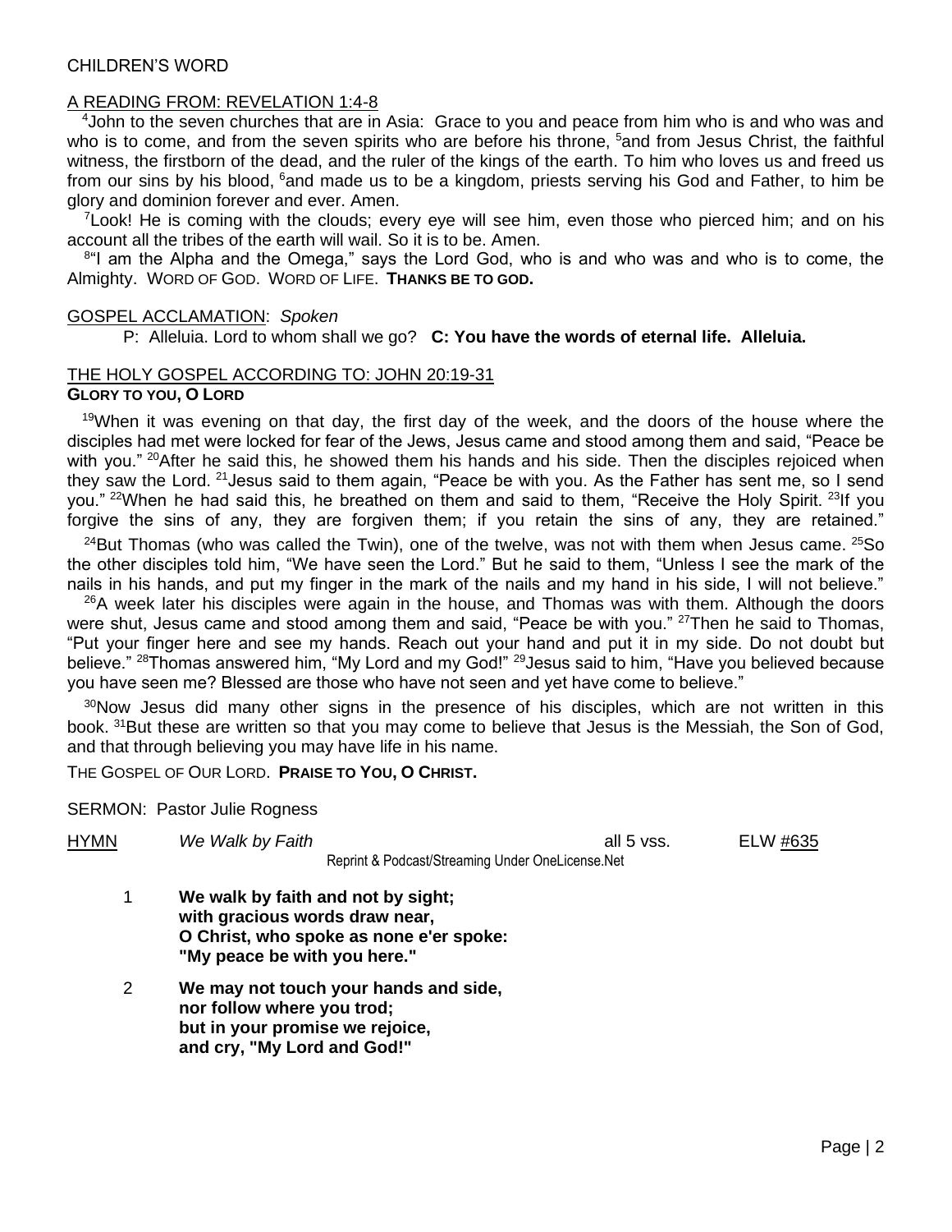CHILDREN'S WORD

A READING FROM: REVELATION 1:4-8

[4]John to the seven churches that are in Asia: Grace to you and peace from him who is and who was and who is to come, and from the seven spirits who are before his throne, [5]and from Jesus Christ, the faithful witness, the firstborn of the dead, and the ruler of the kings of the earth. To him who loves us and freed us from our sins by his blood, [6]and made us to be a kingdom, priests serving his God and Father, to him be glory and dominion forever and ever. Amen.

[7]Look! He is coming with the clouds; every eye will see him, even those who pierced him; and on his account all the tribes of the earth will wail. So it is to be. Amen.

[8]"I am the Alpha and the Omega," says the Lord God, who is and who was and who is to come, the Almighty. WORD OF GOD. WORD OF LIFE. **THANKS BE TO GOD.**

GOSPEL ACCLAMATION: *Spoken*

P: Alleluia. Lord to whom shall we go? **C: You have the words of eternal life. Alleluia.**

THE HOLY GOSPEL ACCORDING TO: JOHN 20:19-31

**GLORY TO YOU, O LORD**

[19]When it was evening on that day, the first day of the week, and the doors of the house where the disciples had met were locked for fear of the Jews, Jesus came and stood among them and said, "Peace be with you." [20]After he said this, he showed them his hands and his side. Then the disciples rejoiced when they saw the Lord. [21]Jesus said to them again, "Peace be with you. As the Father has sent me, so I send you." [22]When he had said this, he breathed on them and said to them, "Receive the Holy Spirit. [23]If you forgive the sins of any, they are forgiven them; if you retain the sins of any, they are retained."

[24]But Thomas (who was called the Twin), one of the twelve, was not with them when Jesus came. [25]So the other disciples told him, "We have seen the Lord." But he said to them, "Unless I see the mark of the nails in his hands, and put my finger in the mark of the nails and my hand in his side, I will not believe."

[26]A week later his disciples were again in the house, and Thomas was with them. Although the doors were shut, Jesus came and stood among them and said, "Peace be with you." [27]Then he said to Thomas, "Put your finger here and see my hands. Reach out your hand and put it in my side. Do not doubt but believe." [28]Thomas answered him, "My Lord and my God!" [29]Jesus said to him, "Have you believed because you have seen me? Blessed are those who have not seen and yet have come to believe."

[30]Now Jesus did many other signs in the presence of his disciples, which are not written in this book. [31]But these are written so that you may come to believe that Jesus is the Messiah, the Son of God, and that through believing you may have life in his name.

THE GOSPEL OF OUR LORD. **PRAISE TO YOU, O CHRIST.**

SERMON: Pastor Julie Rogness

HYMN *We Walk by Faith* all 5 vss. ELW #635

Reprint & Podcast/Streaming Under OneLicense.Net

1 **We walk by faith and not by sight;**
**with gracious words draw near,**
**O Christ, who spoke as none e'er spoke:**
**"My peace be with you here."**

2 **We may not touch your hands and side,**
**nor follow where you trod;**
**but in your promise we rejoice,**
**and cry, "My Lord and God!"**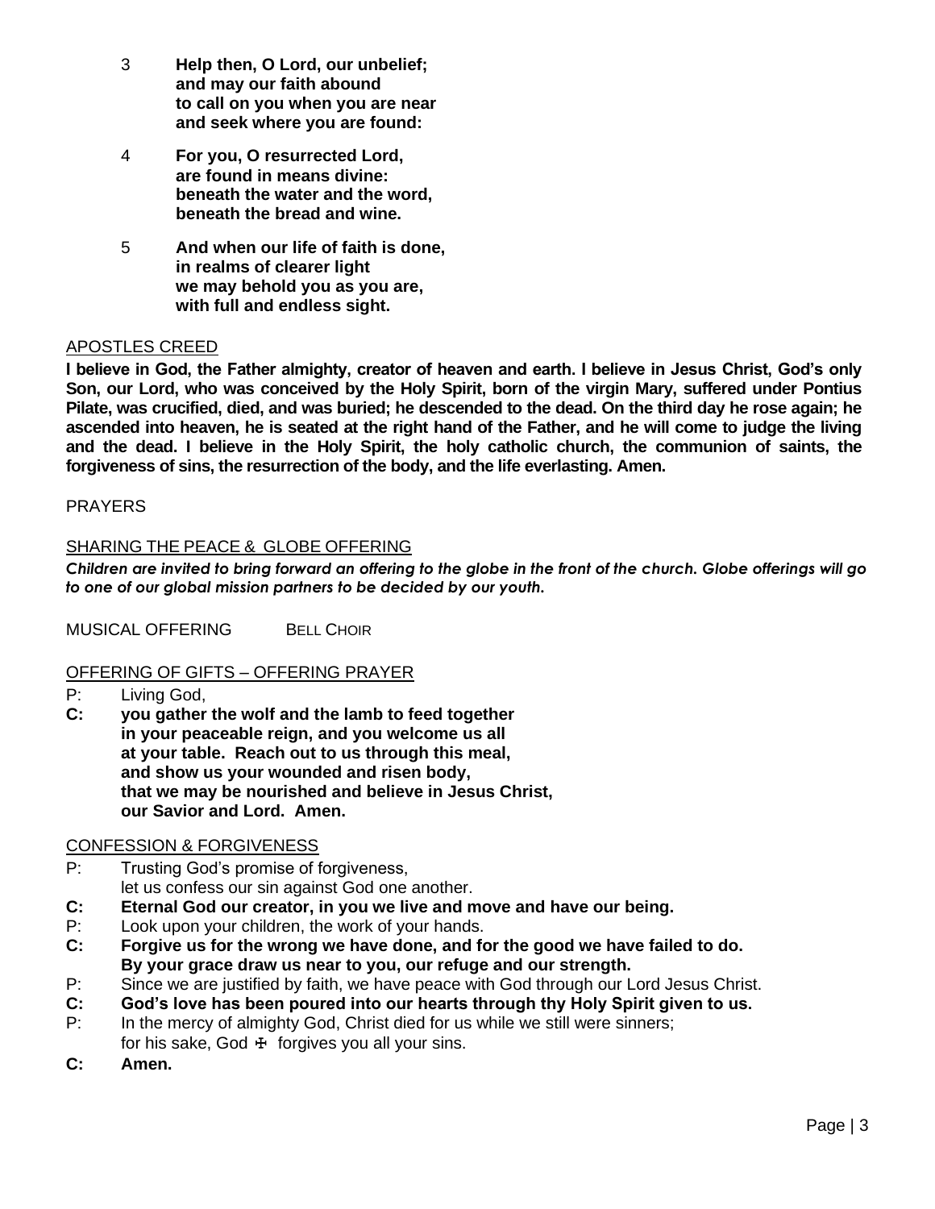3 **Help then, O Lord, our unbelief;**
**and may our faith abound**
**to call on you when you are near**
**and seek where you are found:**

4 **For you, O resurrected Lord,**
**are found in means divine:**
**beneath the water and the word,**
**beneath the bread and wine.**

5 **And when our life of faith is done,**
**in realms of clearer light**
**we may behold you as you are,**
**with full and endless sight.**

## APOSTLES CREED

**I believe in God, the Father almighty, creator of heaven and earth. I believe in Jesus Christ, God's only Son, our Lord, who was conceived by the Holy Spirit, born of the virgin Mary, suffered under Pontius Pilate, was crucified, died, and was buried; he descended to the dead. On the third day he rose again; he ascended into heaven, he is seated at the right hand of the Father, and he will come to judge the living and the dead. I believe in the Holy Spirit, the holy catholic church, the communion of saints, the forgiveness of sins, the resurrection of the body, and the life everlasting. Amen.**

## PRAYERS

## SHARING THE PEACE & GLOBE OFFERING

***Children are invited to bring forward an offering to the globe in the front of the church. Globe offerings will go to one of our global mission partners to be decided by our youth.***

## MUSICAL OFFERING BELL CHOIR

## OFFERING OF GIFTS – OFFERING PRAYER

P: Living God,
**C: you gather the wolf and the lamb to feed together**
**in your peaceable reign, and you welcome us all**
**at your table. Reach out to us through this meal,**
**and show us your wounded and risen body,**
**that we may be nourished and believe in Jesus Christ,**
**our Savior and Lord. Amen.**

## CONFESSION & FORGIVENESS

P: Trusting God's promise of forgiveness,
let us confess our sin against God one another.
**C: Eternal God our creator, in you we live and move and have our being.**
P: Look upon your children, the work of your hands.
**C: Forgive us for the wrong we have done, and for the good we have failed to do.**
**By your grace draw us near to you, our refuge and our strength.**
P: Since we are justified by faith, we have peace with God through our Lord Jesus Christ.
**C: God's love has been poured into our hearts through thy Holy Spirit given to us.**
P: In the mercy of almighty God, Christ died for us while we still were sinners;
for his sake, God ☩ forgives you all your sins.
**C: Amen.**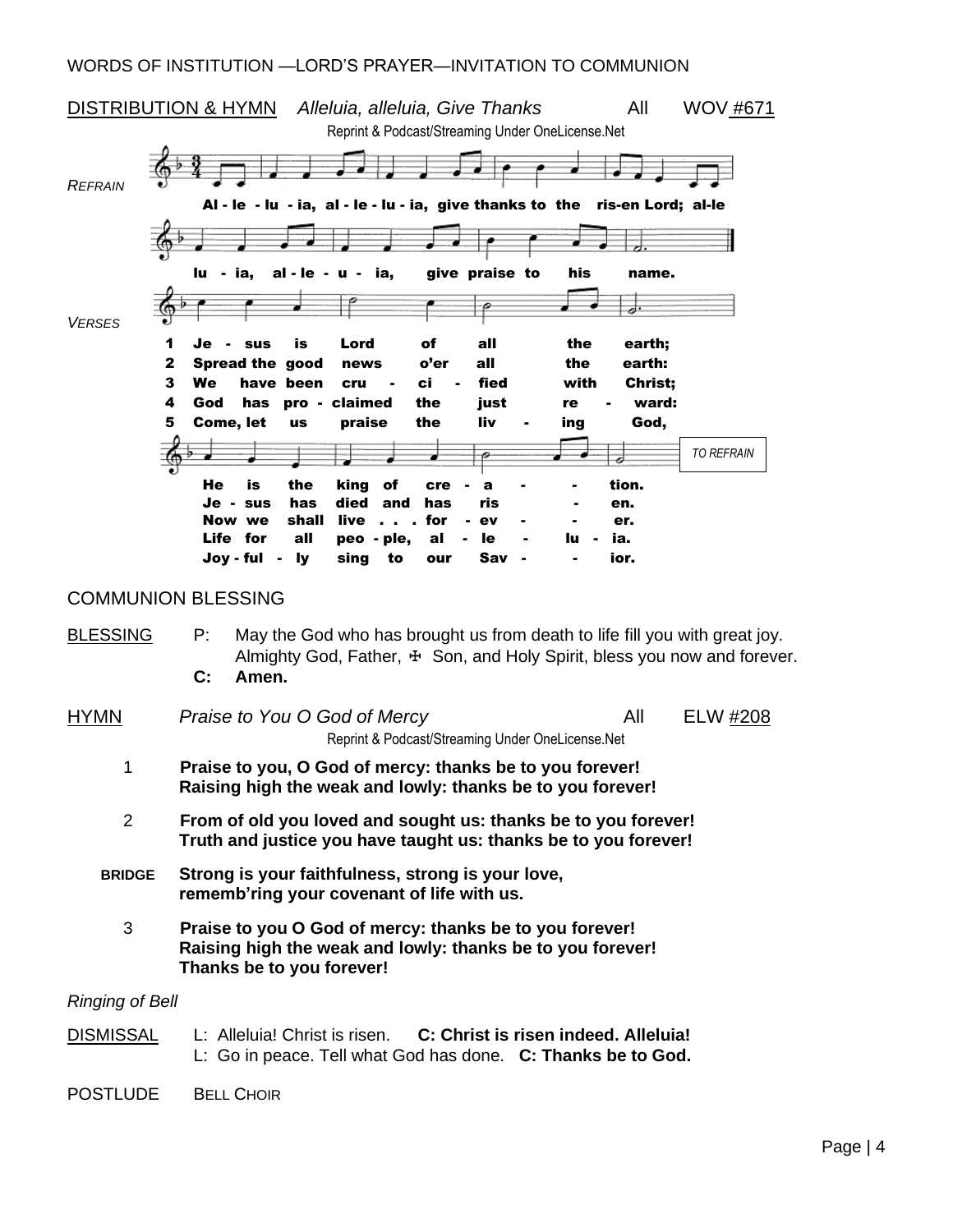WORDS OF INSTITUTION —LORD'S PRAYER—INVITATION TO COMMUNION

DISTRIBUTION & HYMN *Alleluia, alleluia, Give Thanks* All WOV #671

Reprint & Podcast/Streaming Under OneLicense.Net

*REFRAIN*

**Al - le - lu - ia, al - le - lu - ia, give thanks to the ris-en Lord; al-le lu - ia, al - le - u - ia, give praise to his name.**

*VERSES*

**1 Je - sus is Lord of all the earth; He is the king of cre - a - - tion.**
**2 Spread the good news o'er all the earth: Je - sus has died and has ris - en.**
**3 We have been cru - ci - fied with Christ; Now we shall live . . . for - ev - - er.**
**4 God has pro - claimed the just re - ward: Life for all peo - ple, al - le - lu - ia.**
**5 Come, let us praise the liv - ing God, Joy - ful - ly sing to our Sav - - ior.**

*TO REFRAIN*

COMMUNION BLESSING

BLESSING P: May the God who has brought us from death to life fill you with great joy. Almighty God, Father, ☩ Son, and Holy Spirit, bless you now and forever.
**C: Amen.**

HYMN *Praise to You O God of Mercy* All ELW #208

Reprint & Podcast/Streaming Under OneLicense.Net

1 **Praise to you, O God of mercy: thanks be to you forever!**
**Raising high the weak and lowly: thanks be to you forever!**

2 **From of old you loved and sought us: thanks be to you forever!**
**Truth and justice you have taught us: thanks be to you forever!**

**BRIDGE** **Strong is your faithfulness, strong is your love,**
**rememb'ring your covenant of life with us.**

3 **Praise to you O God of mercy: thanks be to you forever!**
**Raising high the weak and lowly: thanks be to you forever!**
**Thanks be to you forever!**

*Ringing of Bell*

DISMISSAL L: Alleluia! Christ is risen. **C: Christ is risen indeed. Alleluia!**
L: Go in peace. Tell what God has done. **C: Thanks be to God.**

POSTLUDE BELL CHOIR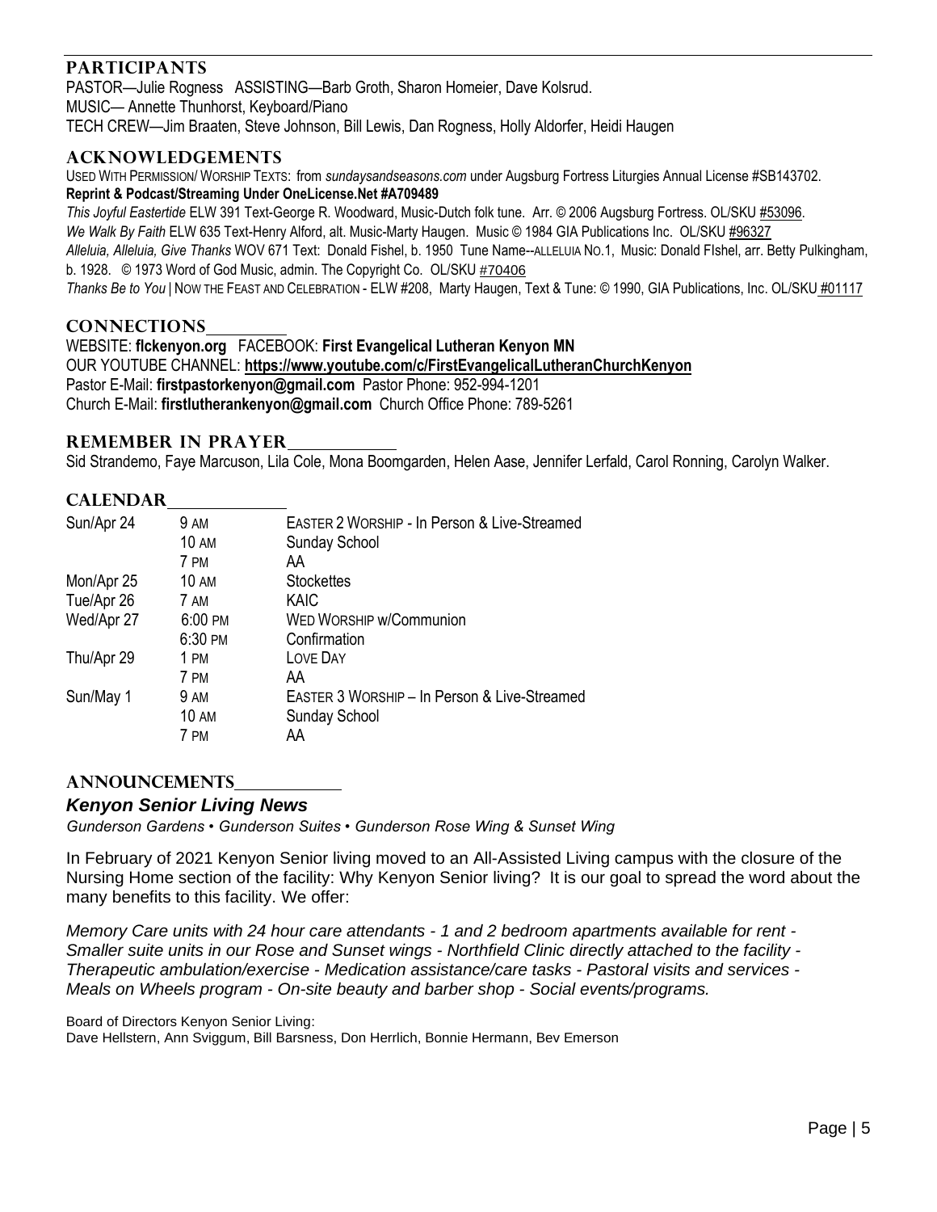## PARTICIPANTS

PASTOR—Julie Rogness ASSISTING—Barb Groth, Sharon Homeier, Dave Kolsrud.
MUSIC— Annette Thunhorst, Keyboard/Piano
TECH CREW—Jim Braaten, Steve Johnson, Bill Lewis, Dan Rogness, Holly Aldorfer, Heidi Haugen

## ACKNOWLEDGEMENTS

USED WITH PERMISSION/ WORSHIP TEXTS: from *sundaysandseasons.com* under Augsburg Fortress Liturgies Annual License #SB143702.
**Reprint & Podcast/Streaming Under OneLicense.Net #A709489**
*This Joyful Eastertide* ELW 391 Text-George R. Woodward, Music-Dutch folk tune. Arr. © 2006 Augsburg Fortress. OL/SKU #53096.
*We Walk By Faith* ELW 635 Text-Henry Alford, alt. Music-Marty Haugen. Music © 1984 GIA Publications Inc. OL/SKU #96327
*Alleluia, Alleluia, Give Thanks* WOV 671 Text: Donald Fishel, b. 1950 Tune Name--ALLELUIA NO.1, Music: Donald FIshel, arr. Betty Pulkingham, b. 1928. © 1973 Word of God Music, admin. The Copyright Co. OL/SKU #70406
*Thanks Be to You* | NOW THE FEAST AND CELEBRATION - ELW #208, Marty Haugen, Text & Tune: © 1990, GIA Publications, Inc. OL/SKU #01117

## CONNECTIONS

WEBSITE: **flckenyon.org** FACEBOOK: **First Evangelical Lutheran Kenyon MN**
OUR YOUTUBE CHANNEL: **https://www.youtube.com/c/FirstEvangelicalLutheranChurchKenyon**
Pastor E-Mail: **firstpastorkenyon@gmail.com** Pastor Phone: 952-994-1201
Church E-Mail: **firstlutherankenyon@gmail.com** Church Office Phone: 789-5261

## REMEMBER IN PRAYER

Sid Strandemo, Faye Marcuson, Lila Cole, Mona Boomgarden, Helen Aase, Jennifer Lerfald, Carol Ronning, Carolyn Walker.

## CALENDAR

| | | |
|---|---|---|
| Sun/Apr 24 | 9 AM | EASTER 2 WORSHIP - In Person & Live-Streamed |
| | 10 AM | Sunday School |
| | 7 PM | AA |
| Mon/Apr 25 | 10 AM | Stockettes |
| Tue/Apr 26 | 7 AM | KAIC |
| Wed/Apr 27 | 6:00 PM | WED WORSHIP w/Communion |
| | 6:30 PM | Confirmation |
| Thu/Apr 29 | 1 PM | LOVE DAY |
| | 7 PM | AA |
| Sun/May 1 | 9 AM | EASTER 3 WORSHIP – In Person & Live-Streamed |
| | 10 AM | Sunday School |
| | 7 PM | AA |

## ANNOUNCEMENTS

### *Kenyon Senior Living News*

*Gunderson Gardens • Gunderson Suites • Gunderson Rose Wing & Sunset Wing*

In February of 2021 Kenyon Senior living moved to an All-Assisted Living campus with the closure of the Nursing Home section of the facility: Why Kenyon Senior living? It is our goal to spread the word about the many benefits to this facility. We offer:

*Memory Care units with 24 hour care attendants - 1 and 2 bedroom apartments available for rent - Smaller suite units in our Rose and Sunset wings - Northfield Clinic directly attached to the facility - Therapeutic ambulation/exercise - Medication assistance/care tasks - Pastoral visits and services - Meals on Wheels program - On-site beauty and barber shop - Social events/programs.*

Board of Directors Kenyon Senior Living:
Dave Hellstern, Ann Sviggum, Bill Barsness, Don Herrlich, Bonnie Hermann, Bev Emerson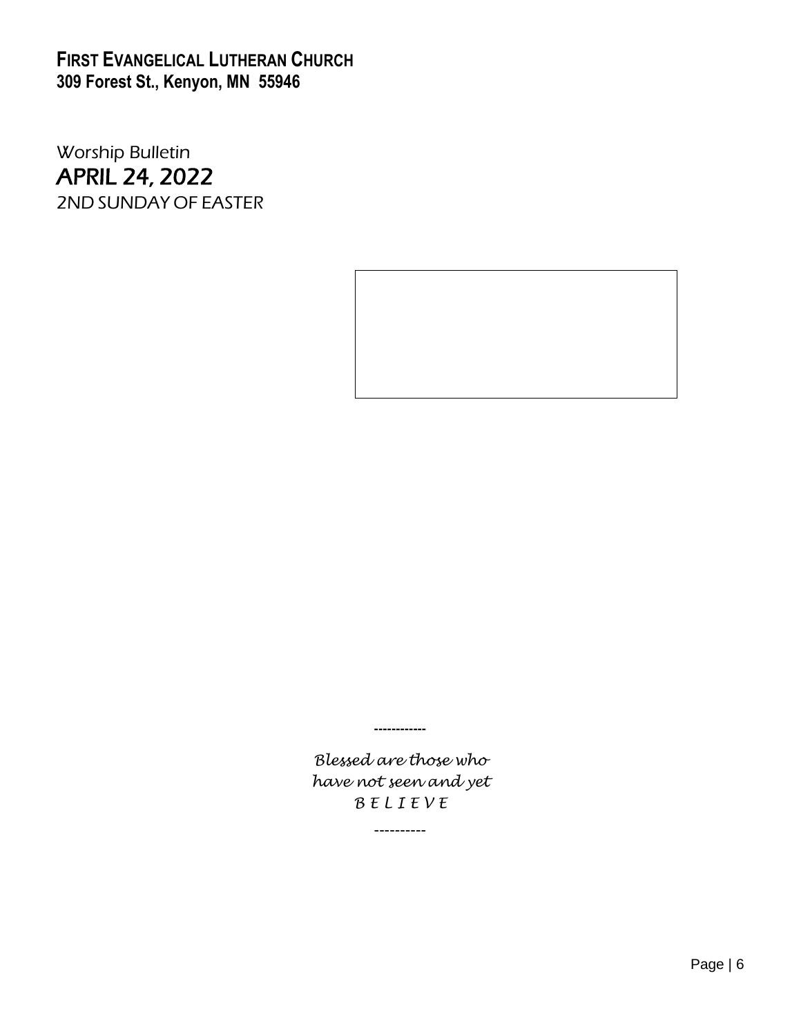**FIRST EVANGELICAL LUTHERAN CHURCH**
**309 Forest St., Kenyon, MN 55946**

Worship Bulletin

## APRIL 24, 2022

2ND SUNDAY OF EASTER

------------

*Blessed are those who have not seen and yet B E L I E V E*

----------